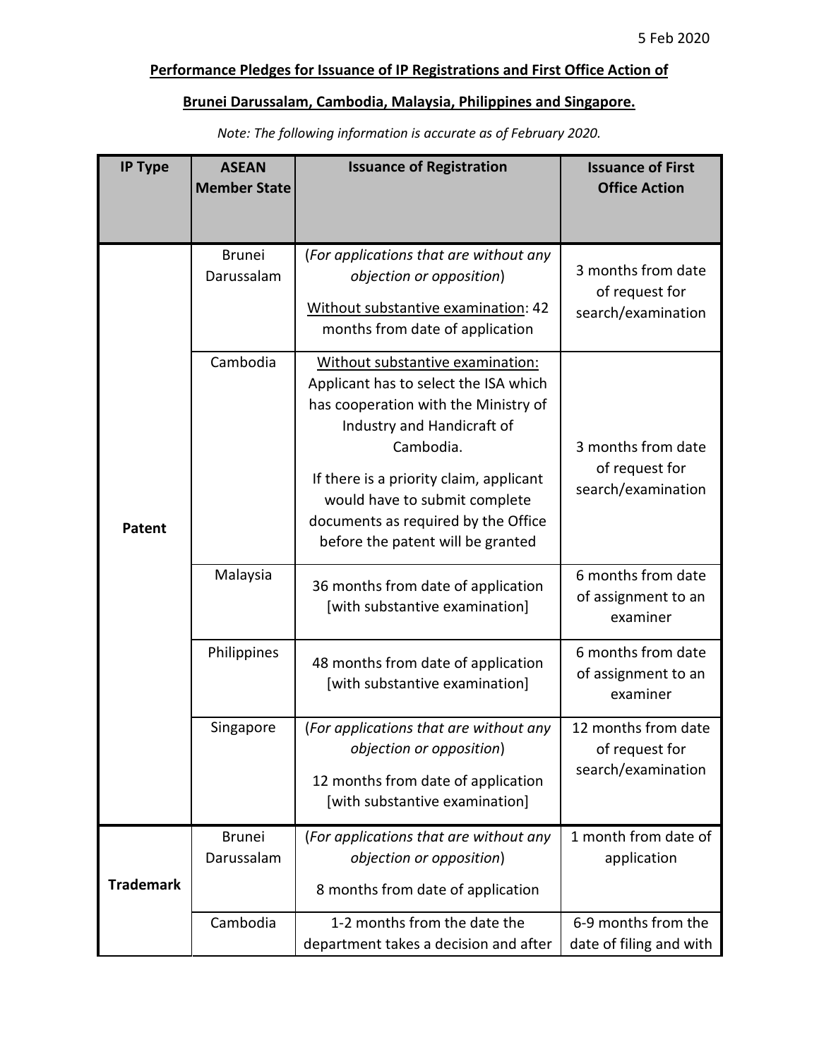5 Feb 2020

**Performance Pledges for Issuance of IP Registrations and First Office Action of**

**Brunei Darussalam, Cambodia, Malaysia, Philippines and Singapore.**

*Note: The following information is accurate as of February 2020.*

| IP Type | ASEAN Member State | Issuance of Registration | Issuance of First Office Action |
|---|---|---|---|
| **Patent** | Brunei Darussalam | (*For applications that are without any objection or opposition*)<br>Without substantive examination: 42 months from date of application | 3 months from date of request for search/examination |
| | Cambodia | Without substantive examination: Applicant has to select the ISA which has cooperation with the Ministry of Industry and Handicraft of Cambodia.<br>If there is a priority claim, applicant would have to submit complete documents as required by the Office before the patent will be granted | 3 months from date of request for search/examination |
| | Malaysia | 36 months from date of application [with substantive examination] | 6 months from date of assignment to an examiner |
| | Philippines | 48 months from date of application [with substantive examination] | 6 months from date of assignment to an examiner |
| | Singapore | (*For applications that are without any objection or opposition*)<br>12 months from date of application [with substantive examination] | 12 months from date of request for search/examination |
| **Trademark** | Brunei Darussalam | (*For applications that are without any objection or opposition*)<br>8 months from date of application | 1 month from date of application |
| | Cambodia | 1-2 months from the date the department takes a decision and after | 6-9 months from the date of filing and with |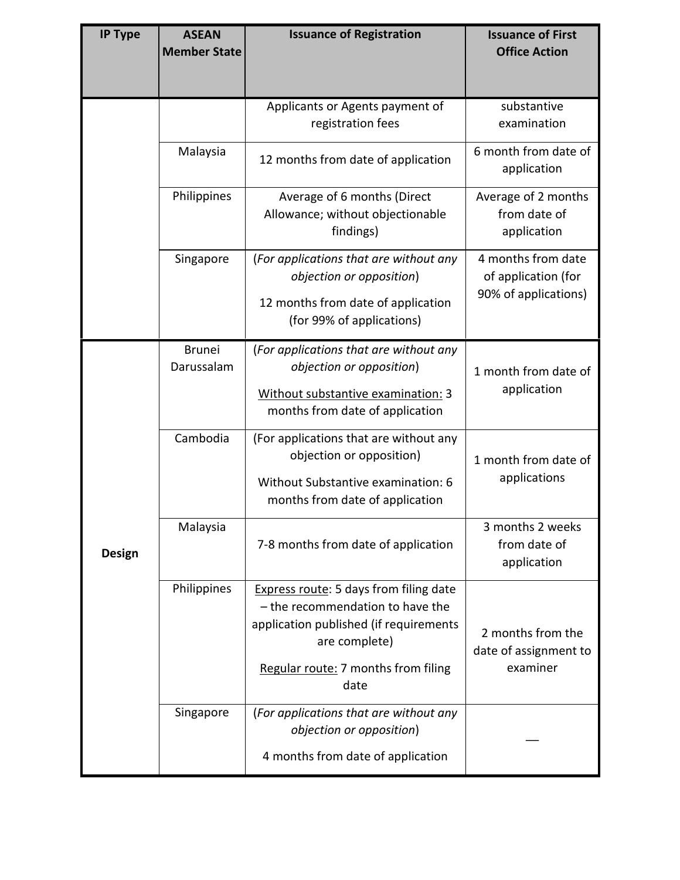| IP Type | ASEAN Member State | Issuance of Registration | Issuance of First Office Action |
|---|---|---|---|
| | | Applicants or Agents payment of registration fees | substantive examination |
| | Malaysia | 12 months from date of application | 6 month from date of application |
| | Philippines | Average of 6 months (Direct Allowance; without objectionable findings) | Average of 2 months from date of application |
| | Singapore | (*For applications that are without any objection or opposition*) 12 months from date of application (for 99% of applications) | 4 months from date of application (for 90% of applications) |
| **Design** | Brunei Darussalam | (*For applications that are without any objection or opposition*) Without substantive examination: 3 months from date of application | 1 month from date of application |
| | Cambodia | (For applications that are without any objection or opposition) Without Substantive examination: 6 months from date of application | 1 month from date of applications |
| | Malaysia | 7-8 months from date of application | 3 months 2 weeks from date of application |
| | Philippines | Express route: 5 days from filing date – the recommendation to have the application published (if requirements are complete) Regular route: 7 months from filing date | 2 months from the date of assignment to examiner |
| | Singapore | (*For applications that are without any objection or opposition*) 4 months from date of application | — |